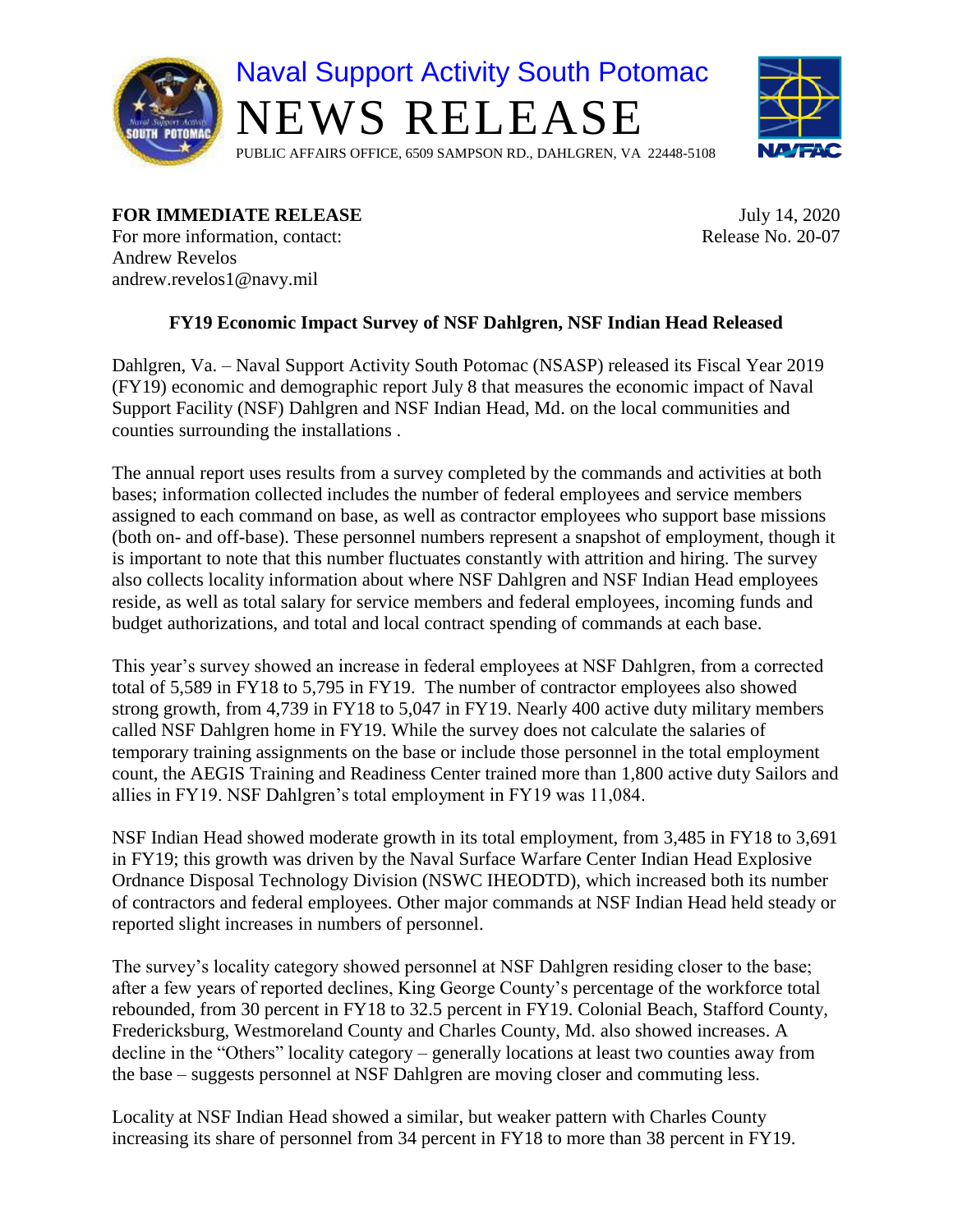# Naval Support Activity South Potomac

# NEWS RELEASE

PUBLIC AFFAIRS OFFICE, 6509 SAMPSON RD., DAHLGREN, VA 22448-5108

**FOR IMMEDIATE RELEASE**
For more information, contact:
Andrew Revelos
andrew.revelos1@navy.mil

July 14, 2020
Release No. 20-07

## FY19 Economic Impact Survey of NSF Dahlgren, NSF Indian Head Released

Dahlgren, Va. – Naval Support Activity South Potomac (NSASP) released its Fiscal Year 2019 (FY19) economic and demographic report July 8 that measures the economic impact of Naval Support Facility (NSF) Dahlgren and NSF Indian Head, Md. on the local communities and counties surrounding the installations .

The annual report uses results from a survey completed by the commands and activities at both bases; information collected includes the number of federal employees and service members assigned to each command on base, as well as contractor employees who support base missions (both on- and off-base). These personnel numbers represent a snapshot of employment, though it is important to note that this number fluctuates constantly with attrition and hiring. The survey also collects locality information about where NSF Dahlgren and NSF Indian Head employees reside, as well as total salary for service members and federal employees, incoming funds and budget authorizations, and total and local contract spending of commands at each base.

This year's survey showed an increase in federal employees at NSF Dahlgren, from a corrected total of 5,589 in FY18 to 5,795 in FY19. The number of contractor employees also showed strong growth, from 4,739 in FY18 to 5,047 in FY19. Nearly 400 active duty military members called NSF Dahlgren home in FY19. While the survey does not calculate the salaries of temporary training assignments on the base or include those personnel in the total employment count, the AEGIS Training and Readiness Center trained more than 1,800 active duty Sailors and allies in FY19. NSF Dahlgren's total employment in FY19 was 11,084.

NSF Indian Head showed moderate growth in its total employment, from 3,485 in FY18 to 3,691 in FY19; this growth was driven by the Naval Surface Warfare Center Indian Head Explosive Ordnance Disposal Technology Division (NSWC IHEODTD), which increased both its number of contractors and federal employees. Other major commands at NSF Indian Head held steady or reported slight increases in numbers of personnel.

The survey's locality category showed personnel at NSF Dahlgren residing closer to the base; after a few years of reported declines, King George County's percentage of the workforce total rebounded, from 30 percent in FY18 to 32.5 percent in FY19. Colonial Beach, Stafford County, Fredericksburg, Westmoreland County and Charles County, Md. also showed increases. A decline in the "Others" locality category – generally locations at least two counties away from the base – suggests personnel at NSF Dahlgren are moving closer and commuting less.

Locality at NSF Indian Head showed a similar, but weaker pattern with Charles County increasing its share of personnel from 34 percent in FY18 to more than 38 percent in FY19.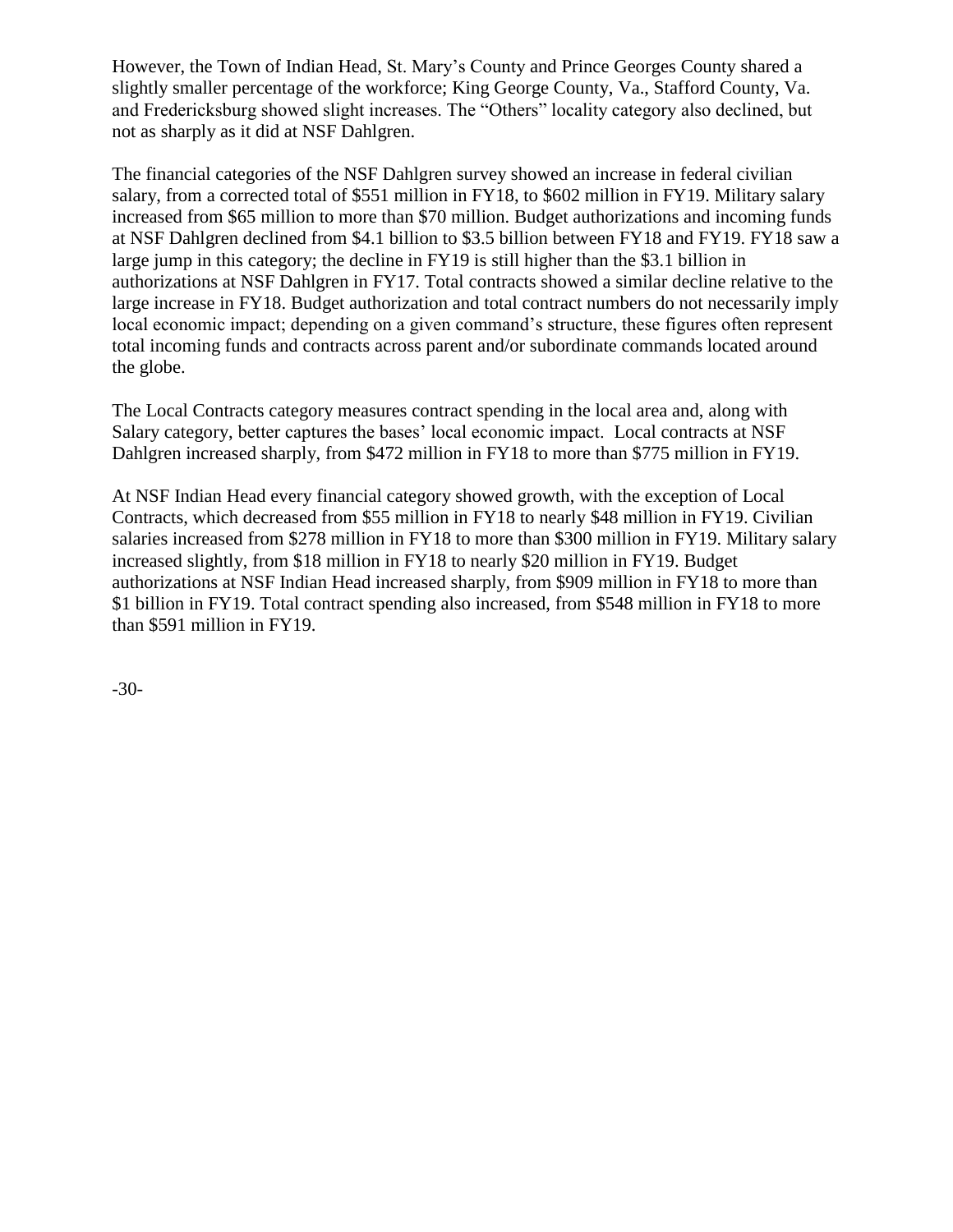However, the Town of Indian Head, St. Mary's County and Prince Georges County shared a slightly smaller percentage of the workforce; King George County, Va., Stafford County, Va. and Fredericksburg showed slight increases. The "Others" locality category also declined, but not as sharply as it did at NSF Dahlgren.

The financial categories of the NSF Dahlgren survey showed an increase in federal civilian salary, from a corrected total of $551 million in FY18, to $602 million in FY19. Military salary increased from $65 million to more than $70 million. Budget authorizations and incoming funds at NSF Dahlgren declined from $4.1 billion to $3.5 billion between FY18 and FY19. FY18 saw a large jump in this category; the decline in FY19 is still higher than the $3.1 billion in authorizations at NSF Dahlgren in FY17. Total contracts showed a similar decline relative to the large increase in FY18. Budget authorization and total contract numbers do not necessarily imply local economic impact; depending on a given command's structure, these figures often represent total incoming funds and contracts across parent and/or subordinate commands located around the globe.

The Local Contracts category measures contract spending in the local area and, along with Salary category, better captures the bases' local economic impact. Local contracts at NSF Dahlgren increased sharply, from $472 million in FY18 to more than $775 million in FY19.

At NSF Indian Head every financial category showed growth, with the exception of Local Contracts, which decreased from $55 million in FY18 to nearly $48 million in FY19. Civilian salaries increased from $278 million in FY18 to more than $300 million in FY19. Military salary increased slightly, from $18 million in FY18 to nearly $20 million in FY19. Budget authorizations at NSF Indian Head increased sharply, from $909 million in FY18 to more than $1 billion in FY19. Total contract spending also increased, from $548 million in FY18 to more than $591 million in FY19.

-30-